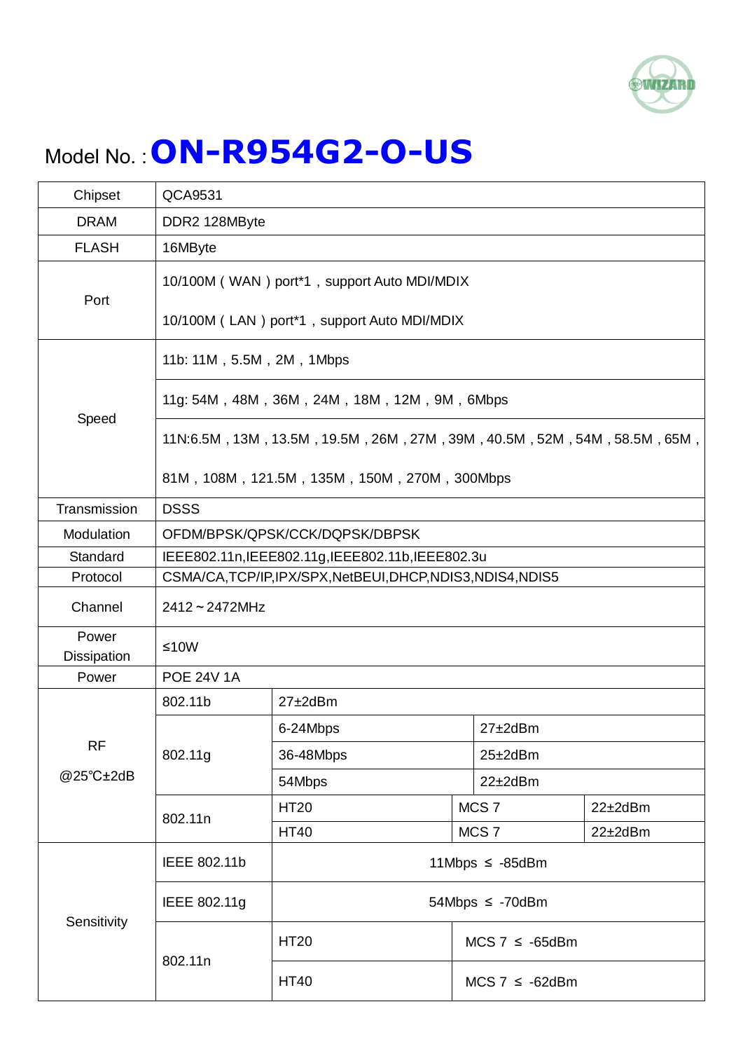Model No. : **ON-R954G2-O-US**

| | | | | |
|---|---|---|---|---|
| Chipset | QCA9531 | | | |
| DRAM | DDR2 128MByte | | | |
| FLASH | 16MByte | | | |
| Port | 10/100M ( WAN ) port*1，support Auto MDI/MDIX<br><br>10/100M ( LAN ) port*1，support Auto MDI/MDIX | | | |
| Speed | 11b: 11M，5.5M，2M，1Mbps | | | |
| | 11g: 54M，48M，36M，24M，18M，12M，9M，6Mbps | | | |
| | 11N:6.5M，13M，13.5M，19.5M，26M，27M，39M，40.5M，52M，54M，58.5M，65M，<br><br>81M，108M，121.5M，135M，150M，270M，300Mbps | | | |
| Transmission | DSSS | | | |
| Modulation | OFDM/BPSK/QPSK/CCK/DQPSK/DBPSK | | | |
| Standard | IEEE802.11n,IEEE802.11g,IEEE802.11b,IEEE802.3u | | | |
| Protocol | CSMA/CA,TCP/IP,IPX/SPX,NetBEUI,DHCP,NDIS3,NDIS4,NDIS5 | | | |
| Channel | 2412～2472MHz | | | |
| Power Dissipation | ≤10W | | | |
| Power | POE 24V 1A | | | |
| RF @25℃±2dB | 802.11b | 27±2dBm | | |
| | 802.11g | 6-24Mbps | 27±2dBm | |
| | | 36-48Mbps | 25±2dBm | |
| | | 54Mbps | 22±2dBm | |
| | 802.11n | HT20 | MCS 7 | 22±2dBm |
| | | HT40 | MCS 7 | 22±2dBm |
| Sensitivity | IEEE 802.11b | 11Mbps ≤ -85dBm | | |
| | IEEE 802.11g | 54Mbps ≤ -70dBm | | |
| | 802.11n | HT20 | MCS 7 ≤ -65dBm | |
| | | HT40 | MCS 7 ≤ -62dBm | |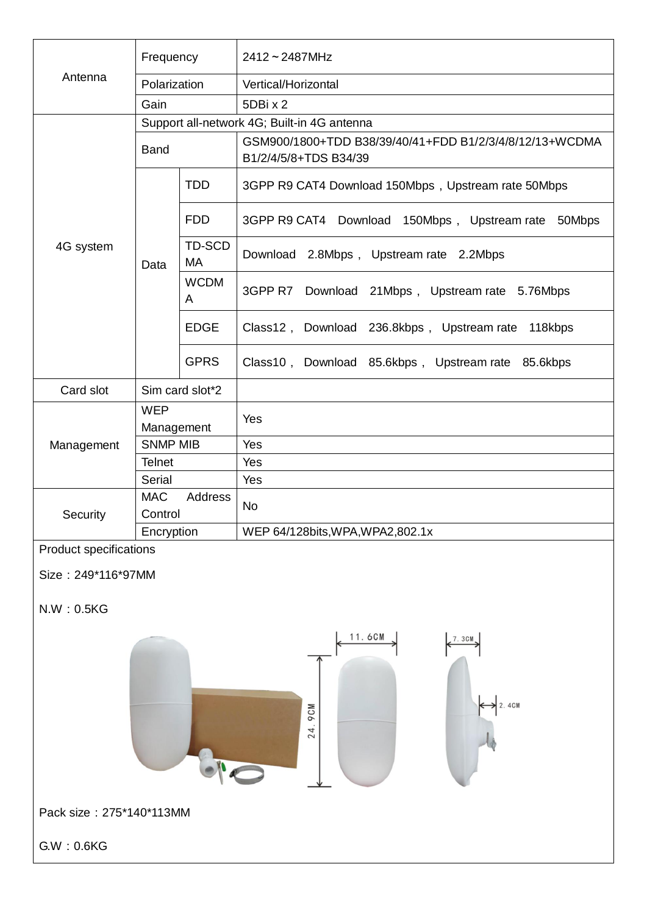| | | | |
|---|---|---|---|
| Antenna | Frequency | | 2412～2487MHz |
| | Polarization | | Vertical/Horizontal |
| | Gain | | 5DBi x 2 |
| 4G system | Support all-network 4G; Built-in 4G antenna | | |
| | Band | | GSM900/1800+TDD B38/39/40/41+FDD B1/2/3/4/8/12/13+WCDMA B1/2/4/5/8+TDS B34/39 |
| | Data | TDD | 3GPP R9 CAT4 Download 150Mbps，Upstream rate 50Mbps |
| | | FDD | 3GPP R9 CAT4 Download 150Mbps， Upstream rate 50Mbps |
| | | TD-SCDMA | Download 2.8Mbps， Upstream rate 2.2Mbps |
| | | WCDMA | 3GPP R7 Download 21Mbps， Upstream rate 5.76Mbps |
| | | EDGE | Class12， Download 236.8kbps， Upstream rate 118kbps |
| | | GPRS | Class10， Download 85.6kbps， Upstream rate 85.6kbps |
| Card slot | Sim card slot*2 | | |
| Management | WEP Management | | Yes |
| | SNMP MIB | | Yes |
| | Telnet | | Yes |
| | Serial | | Yes |
| Security | MAC Address Control | | No |
| | Encryption | | WEP 64/128bits,WPA,WPA2,802.1x |

Product specifications

Size：249*116*97MM

N.W：0.5KG

Pack size：275*140*113MM

G.W：0.6KG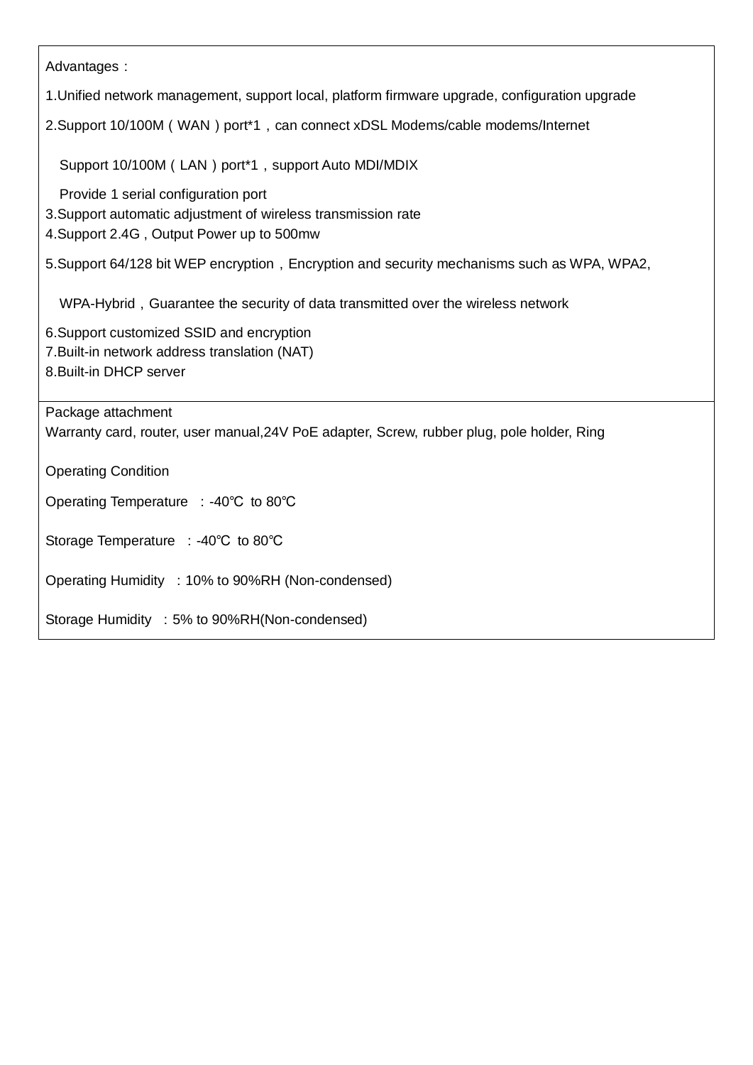Advantages：

1.Unified network management, support local, platform firmware upgrade, configuration upgrade

2.Support 10/100M（WAN）port*1，can connect xDSL Modems/cable modems/Internet

Support 10/100M（LAN）port*1，support Auto MDI/MDIX

Provide 1 serial configuration port

3.Support automatic adjustment of wireless transmission rate

4.Support 2.4G , Output Power up to 500mw

5.Support 64/128 bit WEP encryption，Encryption and security mechanisms such as WPA, WPA2,

WPA-Hybrid，Guarantee the security of data transmitted over the wireless network

6.Support customized SSID and encryption

7.Built-in network address translation (NAT)

8.Built-in DHCP server

Package attachment

Warranty card, router, user manual,24V PoE adapter, Screw, rubber plug, pole holder, Ring

Operating Condition

Operating Temperature ：-40℃ to 80℃

Storage Temperature ：-40℃ to 80℃

Operating Humidity ：10% to 90%RH (Non-condensed)

Storage Humidity ：5% to 90%RH(Non-condensed)